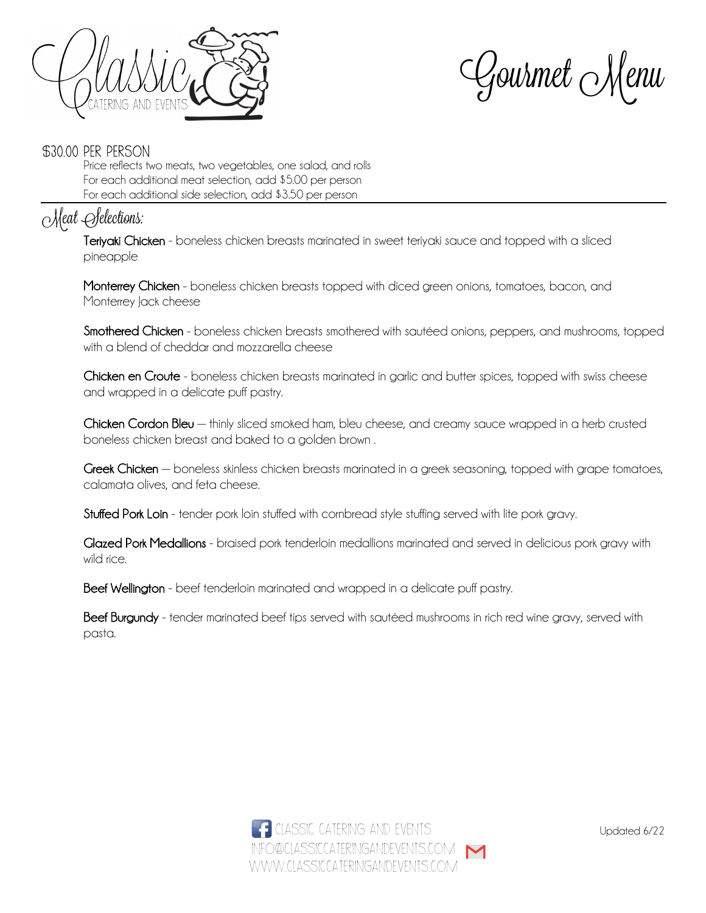# Classic Catering and Events

# Gourmet Menu

**$30.00 PER PERSON**

Price reflects two meats, two vegetables, one salad, and rolls
For each additional meat selection, add $5.00 per person
For each additional side selection, add $3.50 per person

## Meat Selections:

**Teriyaki Chicken** - boneless chicken breasts marinated in sweet teriyaki sauce and topped with a sliced pineapple

**Monterrey Chicken** - boneless chicken breasts topped with diced green onions, tomatoes, bacon, and Monterrey Jack cheese

**Smothered Chicken** - boneless chicken breasts smothered with sautéed onions, peppers, and mushrooms, topped with a blend of cheddar and mozzarella cheese

**Chicken en Croute** - boneless chicken breasts marinated in garlic and butter spices, topped with swiss cheese and wrapped in a delicate puff pastry.

**Chicken Cordon Bleu** — thinly sliced smoked ham, bleu cheese, and creamy sauce wrapped in a herb crusted boneless chicken breast and baked to a golden brown .

**Greek Chicken** — boneless skinless chicken breasts marinated in a greek seasoning, topped with grape tomatoes, calamata olives, and feta cheese.

**Stuffed Pork Loin** - tender pork loin stuffed with cornbread style stuffing served with lite pork gravy.

**Glazed Pork Medallions** - braised pork tenderloin medallions marinated and served in delicious pork gravy with wild rice.

**Beef Wellington** - beef tenderloin marinated and wrapped in a delicate puff pastry.

**Beef Burgundy** - tender marinated beef tips served with sautéed mushrooms in rich red wine gravy, served with pasta.

CLASSIC CATERING AND EVENTS
INFO@CLASSICCATERINGANDEVENTS.COM
WWW.CLASSICCATERINGANDEVENTS.COM

Updated 6/22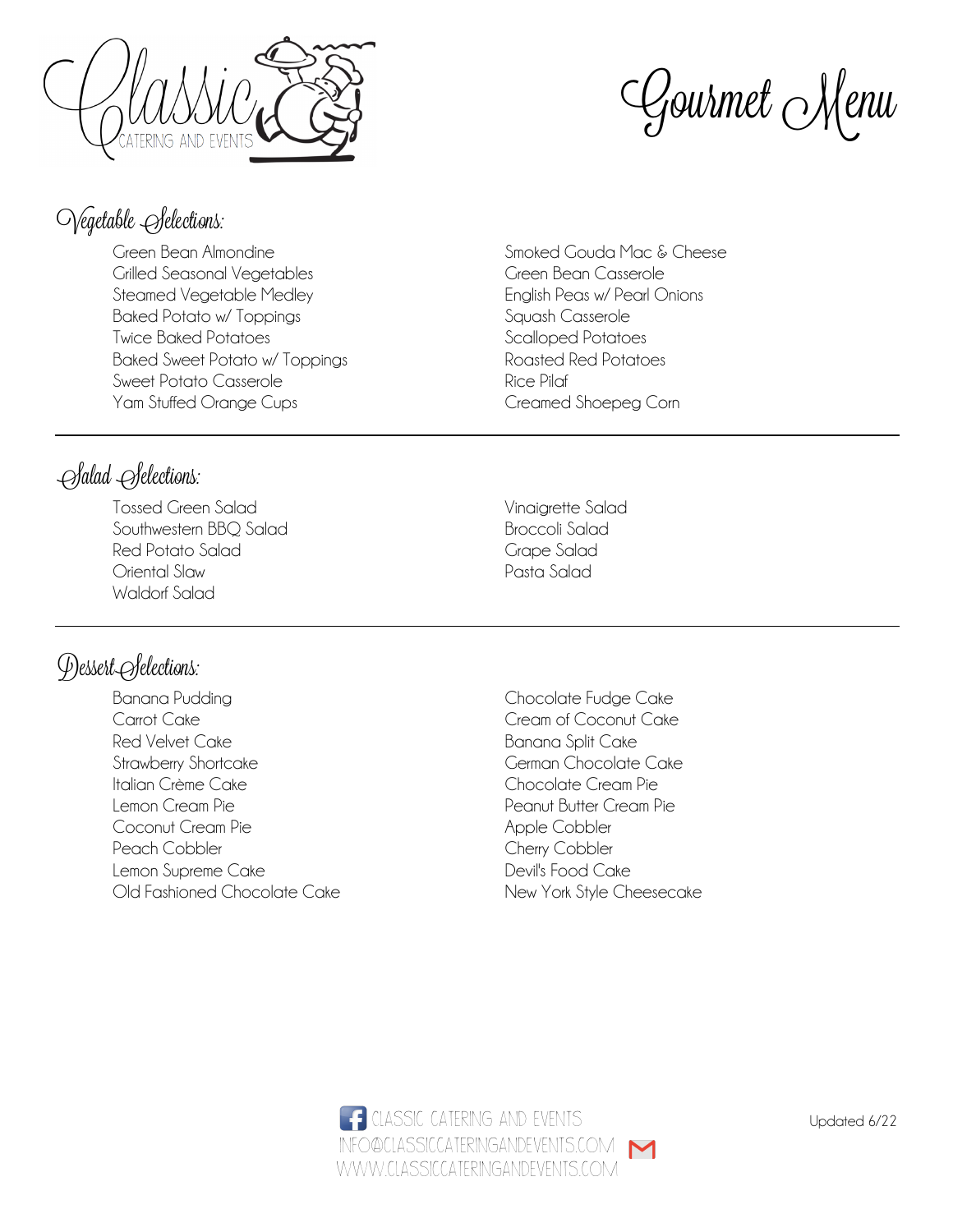Classic Catering and Events

# Gourmet Menu

## Vegetable Selections:

- Green Bean Almondine
- Grilled Seasonal Vegetables
- Steamed Vegetable Medley
- Baked Potato w/ Toppings
- Twice Baked Potatoes
- Baked Sweet Potato w/ Toppings
- Sweet Potato Casserole
- Yam Stuffed Orange Cups
- Smoked Gouda Mac & Cheese
- Green Bean Casserole
- English Peas w/ Pearl Onions
- Squash Casserole
- Scalloped Potatoes
- Roasted Red Potatoes
- Rice Pilaf
- Creamed Shoepeg Corn

---

## Salad Selections:

- Tossed Green Salad
- Southwestern BBQ Salad
- Red Potato Salad
- Oriental Slaw
- Waldorf Salad
- Vinaigrette Salad
- Broccoli Salad
- Grape Salad
- Pasta Salad

---

## Dessert Selections:

- Banana Pudding
- Carrot Cake
- Red Velvet Cake
- Strawberry Shortcake
- Italian Crème Cake
- Lemon Cream Pie
- Coconut Cream Pie
- Peach Cobbler
- Lemon Supreme Cake
- Old Fashioned Chocolate Cake
- Chocolate Fudge Cake
- Cream of Coconut Cake
- Banana Split Cake
- German Chocolate Cake
- Chocolate Cream Pie
- Peanut Butter Cream Pie
- Apple Cobbler
- Cherry Cobbler
- Devil's Food Cake
- New York Style Cheesecake

CLASSIC CATERING AND EVENTS
INFO@CLASSICCATERINGANDEVENTS.COM
WWW.CLASSICCATERINGANDEVENTS.COM

Updated 6/22